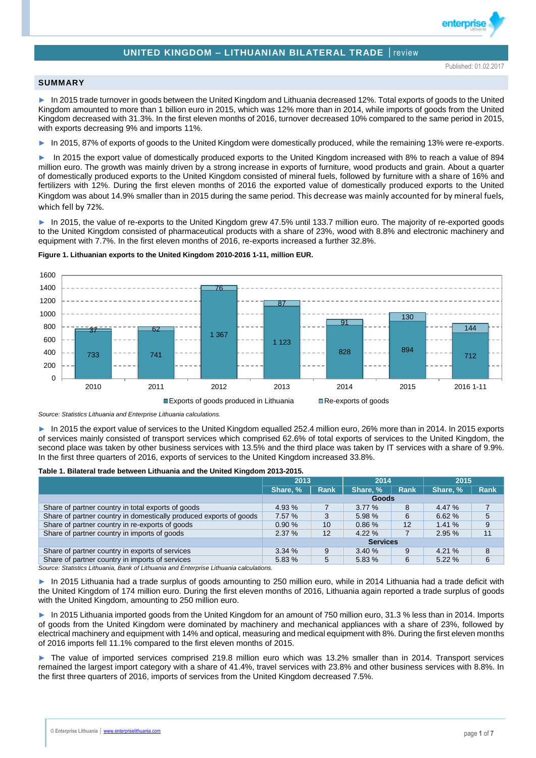# UNITED KINGDOM – LITHUANIAN BILATERAL TRADE | review

Published: 01.02.2017

## SUMMARY

► In 2015 trade turnover in goods between the United Kingdom and Lithuania decreased 12%. Total exports of goods to the United Kingdom amounted to more than 1 billion euro in 2015, which was 12% more than in 2014, while imports of goods from the United Kingdom decreased with 31.3%. In the first eleven months of 2016, turnover decreased 10% compared to the same period in 2015, with exports decreasing 9% and imports 11%.

► In 2015, 87% of exports of goods to the United Kingdom were domestically produced, while the remaining 13% were re-exports.

► In 2015 the export value of domestically produced exports to the United Kingdom increased with 8% to reach a value of 894 million euro. The growth was mainly driven by a strong increase in exports of furniture, wood products and grain. About a quarter of domestically produced exports to the United Kingdom consisted of mineral fuels, followed by furniture with a share of 16% and fertilizers with 12%. During the first eleven months of 2016 the exported value of domestically produced exports to the United Kingdom was about 14.9% smaller than in 2015 during the same period. This decrease was mainly accounted for by mineral fuels, which fell by 72%.

► In 2015, the value of re-exports to the United Kingdom grew 47.5% until 133.7 million euro. The majority of re-exported goods to the United Kingdom consisted of pharmaceutical products with a share of 23%, wood with 8.8% and electronic machinery and equipment with 7.7%. In the first eleven months of 2016, re-exports increased a further 32.8%.

**Figure 1. Lithuanian exports to the United Kingdom 2010-2016 1-11, million EUR.**

| Year | Exports of goods produced in Lithuania | Re-exports of goods |
|---|---|---|
| 2010 | 733 | 37 |
| 2011 | 741 | 62 |
| 2012 | 1 367 | 76 |
| 2013 | 1 123 | 87 |
| 2014 | 828 | 91 |
| 2015 | 894 | 130 |
| 2016 1-11 | 712 | 144 |

*Source: Statistics Lithuania and Enterprise Lithuania calculations.*

► In 2015 the export value of services to the United Kingdom equalled 252.4 million euro, 26% more than in 2014. In 2015 exports of services mainly consisted of transport services which comprised 62.6% of total exports of services to the United Kingdom, the second place was taken by other business services with 13.5% and the third place was taken by IT services with a share of 9.9%. In the first three quarters of 2016, exports of services to the United Kingdom increased 33.8%.

**Table 1. Bilateral trade between Lithuania and the United Kingdom 2013-2015.**

| | 2013 | | 2014 | | 2015 | |
|---|---|---|---|---|---|---|
| | Share, % | Rank | Share, % | Rank | Share, % | Rank |
| | | | **Goods** | | | |
| Share of partner country in total exports of goods | 4.93 % | 7 | 3.77 % | 8 | 4.47 % | 7 |
| Share of partner country in domestically produced exports of goods | 7.57 % | 3 | 5.98 % | 6 | 6.62 % | 5 |
| Share of partner country in re-exports of goods | 0.90 % | 10 | 0.86 % | 12 | 1.41 % | 9 |
| Share of partner country in imports of goods | 2.37 % | 12 | 4.22 % | 7 | 2.95 % | 11 |
| | | | **Services** | | | |
| Share of partner country in exports of services | 3.34 % | 9 | 3.40 % | 9 | 4.21 % | 8 |
| Share of partner country in imports of services | 5.83 % | 5 | 5.83 % | 6 | 5.22 % | 6 |

*Source: Statistics Lithuania, Bank of Lithuania and Enterprise Lithuania calculations.*

► In 2015 Lithuania had a trade surplus of goods amounting to 250 million euro, while in 2014 Lithuania had a trade deficit with the United Kingdom of 174 million euro. During the first eleven months of 2016, Lithuania again reported a trade surplus of goods with the United Kingdom, amounting to 250 million euro.

► In 2015 Lithuania imported goods from the United Kingdom for an amount of 750 million euro, 31.3 % less than in 2014. Imports of goods from the United Kingdom were dominated by machinery and mechanical appliances with a share of 23%, followed by electrical machinery and equipment with 14% and optical, measuring and medical equipment with 8%. During the first eleven months of 2016 imports fell 11.1% compared to the first eleven months of 2015.

► The value of imported services comprised 219.8 million euro which was 13.2% smaller than in 2014. Transport services remained the largest import category with a share of 41.4%, travel services with 23.8% and other business services with 8.8%. In the first three quarters of 2016, imports of services from the United Kingdom decreased 7.5%.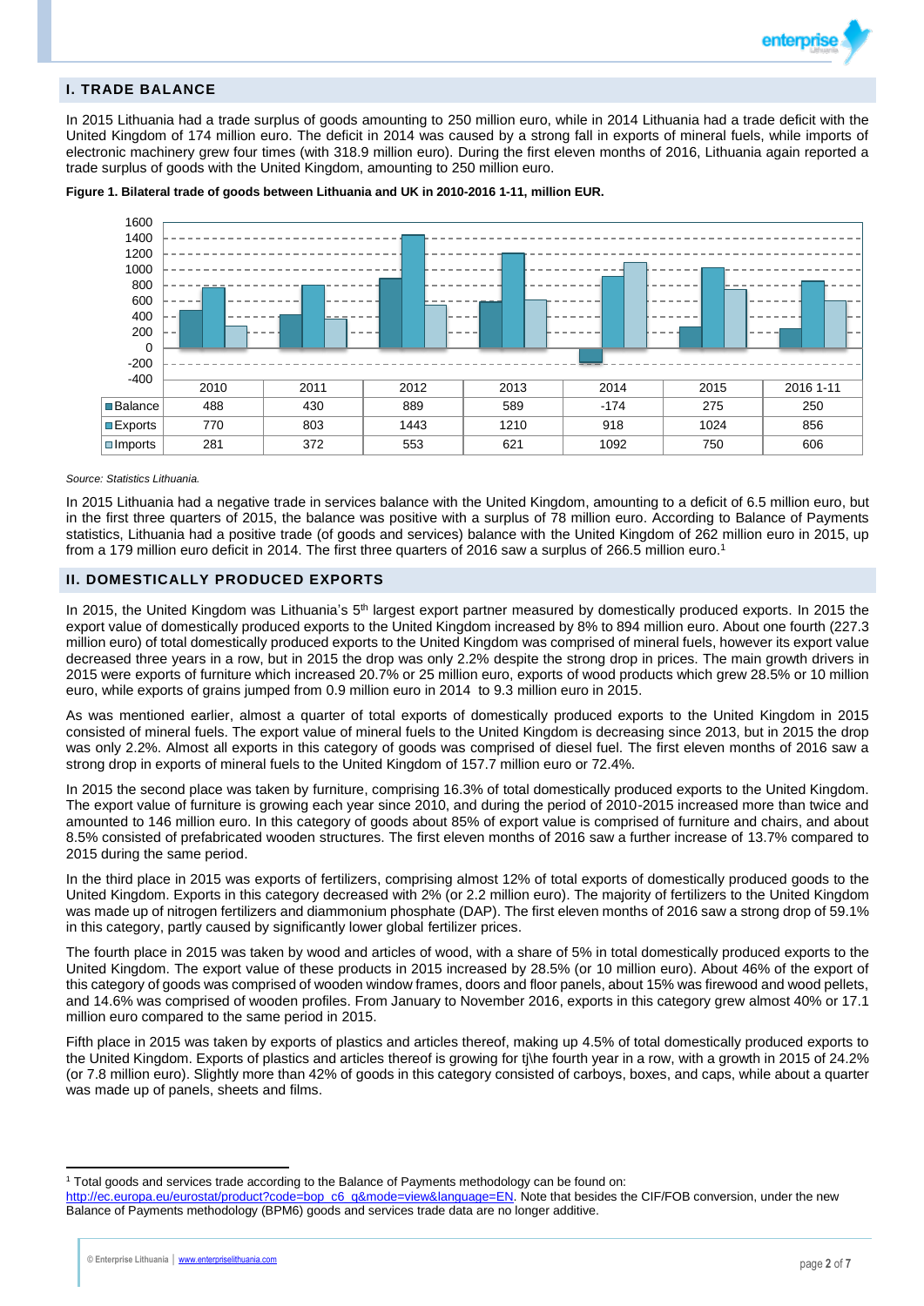## I. TRADE BALANCE

In 2015 Lithuania had a trade surplus of goods amounting to 250 million euro, while in 2014 Lithuania had a trade deficit with the United Kingdom of 174 million euro. The deficit in 2014 was caused by a strong fall in exports of mineral fuels, while imports of electronic machinery grew four times (with 318.9 million euro). During the first eleven months of 2016, Lithuania again reported a trade surplus of goods with the United Kingdom, amounting to 250 million euro.

**Figure 1. Bilateral trade of goods between Lithuania and UK in 2010-2016 1-11, million EUR.**

| | 2010 | 2011 | 2012 | 2013 | 2014 | 2015 | 2016 1-11 |
|---|---|---|---|---|---|---|---|
| Balance | 488 | 430 | 889 | 589 | -174 | 275 | 250 |
| Exports | 770 | 803 | 1443 | 1210 | 918 | 1024 | 856 |
| Imports | 281 | 372 | 553 | 621 | 1092 | 750 | 606 |

*Source: Statistics Lithuania.*

In 2015 Lithuania had a negative trade in services balance with the United Kingdom, amounting to a deficit of 6.5 million euro, but in the first three quarters of 2015, the balance was positive with a surplus of 78 million euro. According to Balance of Payments statistics, Lithuania had a positive trade (of goods and services) balance with the United Kingdom of 262 million euro in 2015, up from a 179 million euro deficit in 2014. The first three quarters of 2016 saw a surplus of 266.5 million euro.[1]

## II. DOMESTICALLY PRODUCED EXPORTS

In 2015, the United Kingdom was Lithuania's 5th largest export partner measured by domestically produced exports. In 2015 the export value of domestically produced exports to the United Kingdom increased by 8% to 894 million euro. About one fourth (227.3 million euro) of total domestically produced exports to the United Kingdom was comprised of mineral fuels, however its export value decreased three years in a row, but in 2015 the drop was only 2.2% despite the strong drop in prices. The main growth drivers in 2015 were exports of furniture which increased 20.7% or 25 million euro, exports of wood products which grew 28.5% or 10 million euro, while exports of grains jumped from 0.9 million euro in 2014 to 9.3 million euro in 2015.

As was mentioned earlier, almost a quarter of total exports of domestically produced exports to the United Kingdom in 2015 consisted of mineral fuels. The export value of mineral fuels to the United Kingdom is decreasing since 2013, but in 2015 the drop was only 2.2%. Almost all exports in this category of goods was comprised of diesel fuel. The first eleven months of 2016 saw a strong drop in exports of mineral fuels to the United Kingdom of 157.7 million euro or 72.4%.

In 2015 the second place was taken by furniture, comprising 16.3% of total domestically produced exports to the United Kingdom. The export value of furniture is growing each year since 2010, and during the period of 2010-2015 increased more than twice and amounted to 146 million euro. In this category of goods about 85% of export value is comprised of furniture and chairs, and about 8.5% consisted of prefabricated wooden structures. The first eleven months of 2016 saw a further increase of 13.7% compared to 2015 during the same period.

In the third place in 2015 was exports of fertilizers, comprising almost 12% of total exports of domestically produced goods to the United Kingdom. Exports in this category decreased with 2% (or 2.2 million euro). The majority of fertilizers to the United Kingdom was made up of nitrogen fertilizers and diammonium phosphate (DAP). The first eleven months of 2016 saw a strong drop of 59.1% in this category, partly caused by significantly lower global fertilizer prices.

The fourth place in 2015 was taken by wood and articles of wood, with a share of 5% in total domestically produced exports to the United Kingdom. The export value of these products in 2015 increased by 28.5% (or 10 million euro). About 46% of the export of this category of goods was comprised of wooden window frames, doors and floor panels, about 15% was firewood and wood pellets, and 14.6% was comprised of wooden profiles. From January to November 2016, exports in this category grew almost 40% or 17.1 million euro compared to the same period in 2015.

Fifth place in 2015 was taken by exports of plastics and articles thereof, making up 4.5% of total domestically produced exports to the United Kingdom. Exports of plastics and articles thereof is growing for tj\he fourth year in a row, with a growth in 2015 of 24.2% (or 7.8 million euro). Slightly more than 42% of goods in this category consisted of carboys, boxes, and caps, while about a quarter was made up of panels, sheets and films.

---

[1] Total goods and services trade according to the Balance of Payments methodology can be found on: http://ec.europa.eu/eurostat/product?code=bop_c6_q&mode=view&language=EN. Note that besides the CIF/FOB conversion, under the new Balance of Payments methodology (BPM6) goods and services trade data are no longer additive.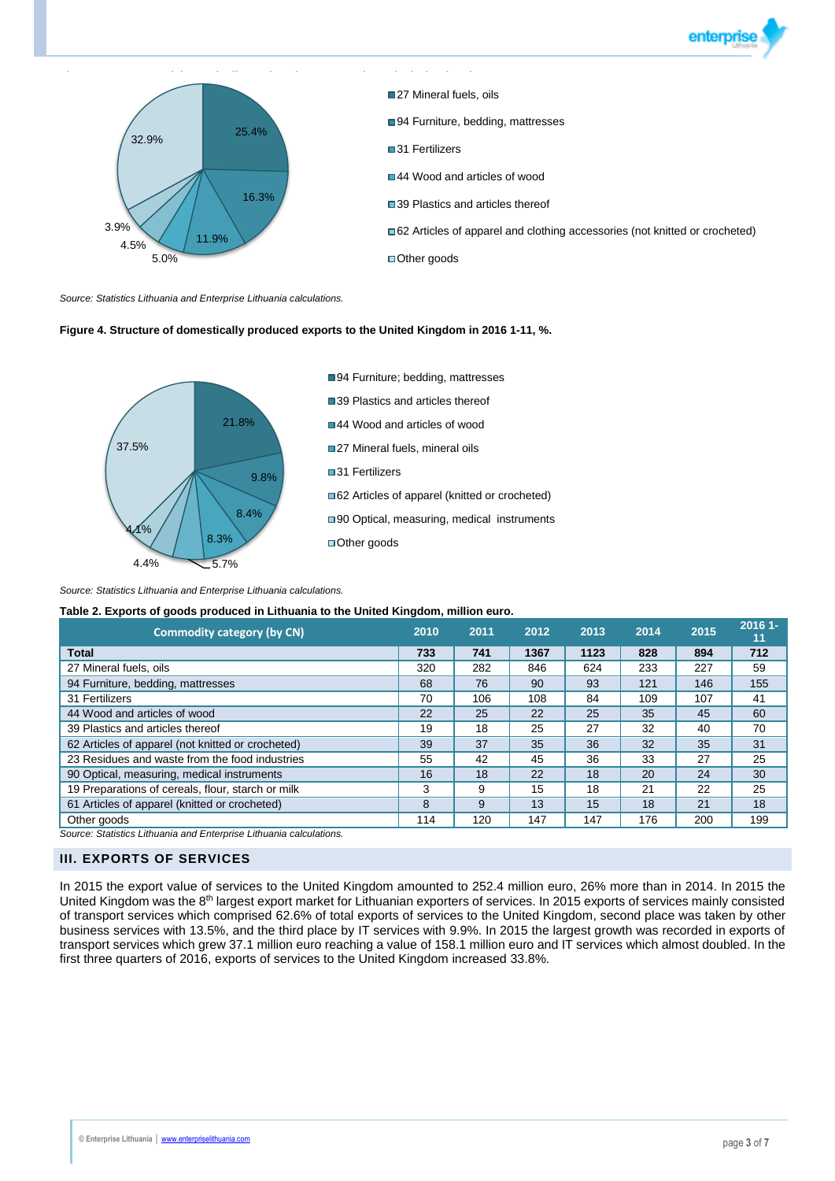- 27 Mineral fuels, oils
- 94 Furniture, bedding, mattresses
- 31 Fertilizers
- 44 Wood and articles of wood
- 39 Plastics and articles thereof
- 62 Articles of apparel and clothing accessories (not knitted or crocheted)
- Other goods

25.4% | 16.3% | 11.9% | 5.0% | 4.5% | 3.9% | 32.9%

*Source: Statistics Lithuania and Enterprise Lithuania calculations.*

**Figure 4. Structure of domestically produced exports to the United Kingdom in 2016 1-11, %.**

- 94 Furniture; bedding, mattresses
- 39 Plastics and articles thereof
- 44 Wood and articles of wood
- 27 Mineral fuels, mineral oils
- 31 Fertilizers
- 62 Articles of apparel (knitted or crocheted)
- 90 Optical, measuring, medical instruments
- Other goods

21.8% | 9.8% | 8.4% | 8.3% | 5.7% | 4.4% | 4.1% | 37.5%

*Source: Statistics Lithuania and Enterprise Lithuania calculations.*

**Table 2. Exports of goods produced in Lithuania to the United Kingdom, million euro.**

| Commodity category (by CN) | 2010 | 2011 | 2012 | 2013 | 2014 | 2015 | 2016 1-11 |
|---|---|---|---|---|---|---|---|
| **Total** | **733** | **741** | **1367** | **1123** | **828** | **894** | **712** |
| 27 Mineral fuels, oils | 320 | 282 | 846 | 624 | 233 | 227 | 59 |
| 94 Furniture, bedding, mattresses | 68 | 76 | 90 | 93 | 121 | 146 | 155 |
| 31 Fertilizers | 70 | 106 | 108 | 84 | 109 | 107 | 41 |
| 44 Wood and articles of wood | 22 | 25 | 22 | 25 | 35 | 45 | 60 |
| 39 Plastics and articles thereof | 19 | 18 | 25 | 27 | 32 | 40 | 70 |
| 62 Articles of apparel (not knitted or crocheted) | 39 | 37 | 35 | 36 | 32 | 35 | 31 |
| 23 Residues and waste from the food industries | 55 | 42 | 45 | 36 | 33 | 27 | 25 |
| 90 Optical, measuring, medical instruments | 16 | 18 | 22 | 18 | 20 | 24 | 30 |
| 19 Preparations of cereals, flour, starch or milk | 3 | 9 | 15 | 18 | 21 | 22 | 25 |
| 61 Articles of apparel (knitted or crocheted) | 8 | 9 | 13 | 15 | 18 | 21 | 18 |
| Other goods | 114 | 120 | 147 | 147 | 176 | 200 | 199 |

*Source: Statistics Lithuania and Enterprise Lithuania calculations.*

## III. EXPORTS OF SERVICES

In 2015 the export value of services to the United Kingdom amounted to 252.4 million euro, 26% more than in 2014. In 2015 the United Kingdom was the 8th largest export market for Lithuanian exporters of services. In 2015 exports of services mainly consisted of transport services which comprised 62.6% of total exports of services to the United Kingdom, second place was taken by other business services with 13.5%, and the third place by IT services with 9.9%. In 2015 the largest growth was recorded in exports of transport services which grew 37.1 million euro reaching a value of 158.1 million euro and IT services which almost doubled. In the first three quarters of 2016, exports of services to the United Kingdom increased 33.8%.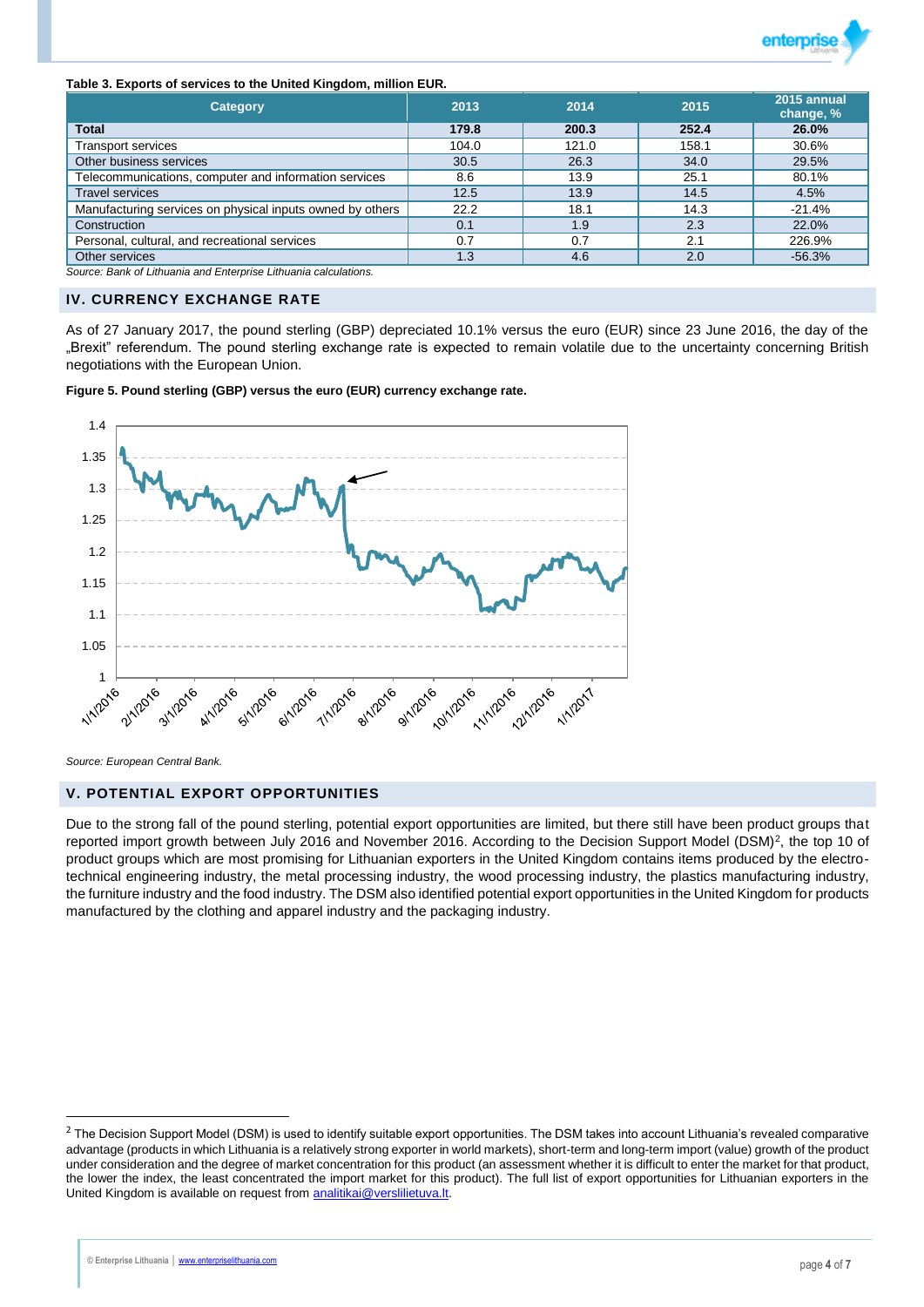**Table 3. Exports of services to the United Kingdom, million EUR.**

| Category | 2013 | 2014 | 2015 | 2015 annual change, % |
|---|---|---|---|---|
| **Total** | **179.8** | **200.3** | **252.4** | **26.0%** |
| Transport services | 104.0 | 121.0 | 158.1 | 30.6% |
| Other business services | 30.5 | 26.3 | 34.0 | 29.5% |
| Telecommunications, computer and information services | 8.6 | 13.9 | 25.1 | 80.1% |
| Travel services | 12.5 | 13.9 | 14.5 | 4.5% |
| Manufacturing services on physical inputs owned by others | 22.2 | 18.1 | 14.3 | -21.4% |
| Construction | 0.1 | 1.9 | 2.3 | 22.0% |
| Personal, cultural, and recreational services | 0.7 | 0.7 | 2.1 | 226.9% |
| Other services | 1.3 | 4.6 | 2.0 | -56.3% |

*Source: Bank of Lithuania and Enterprise Lithuania calculations.*

## IV. CURRENCY EXCHANGE RATE

As of 27 January 2017, the pound sterling (GBP) depreciated 10.1% versus the euro (EUR) since 23 June 2016, the day of the „Brexit" referendum. The pound sterling exchange rate is expected to remain volatile due to the uncertainty concerning British negotiations with the European Union.

**Figure 5. Pound sterling (GBP) versus the euro (EUR) currency exchange rate.**

*Source: European Central Bank.*

## V. POTENTIAL EXPORT OPPORTUNITIES

Due to the strong fall of the pound sterling, potential export opportunities are limited, but there still have been product groups that reported import growth between July 2016 and November 2016. According to the Decision Support Model (DSM)[2], the top 10 of product groups which are most promising for Lithuanian exporters in the United Kingdom contains items produced by the electro-technical engineering industry, the metal processing industry, the wood processing industry, the plastics manufacturing industry, the furniture industry and the food industry. The DSM also identified potential export opportunities in the United Kingdom for products manufactured by the clothing and apparel industry and the packaging industry.

---

[2] The Decision Support Model (DSM) is used to identify suitable export opportunities. The DSM takes into account Lithuania's revealed comparative advantage (products in which Lithuania is a relatively strong exporter in world markets), short-term and long-term import (value) growth of the product under consideration and the degree of market concentration for this product (an assessment whether it is difficult to enter the market for that product, the lower the index, the least concentrated the import market for this product). The full list of export opportunities for Lithuanian exporters in the United Kingdom is available on request from analitikai@verslilietuva.lt.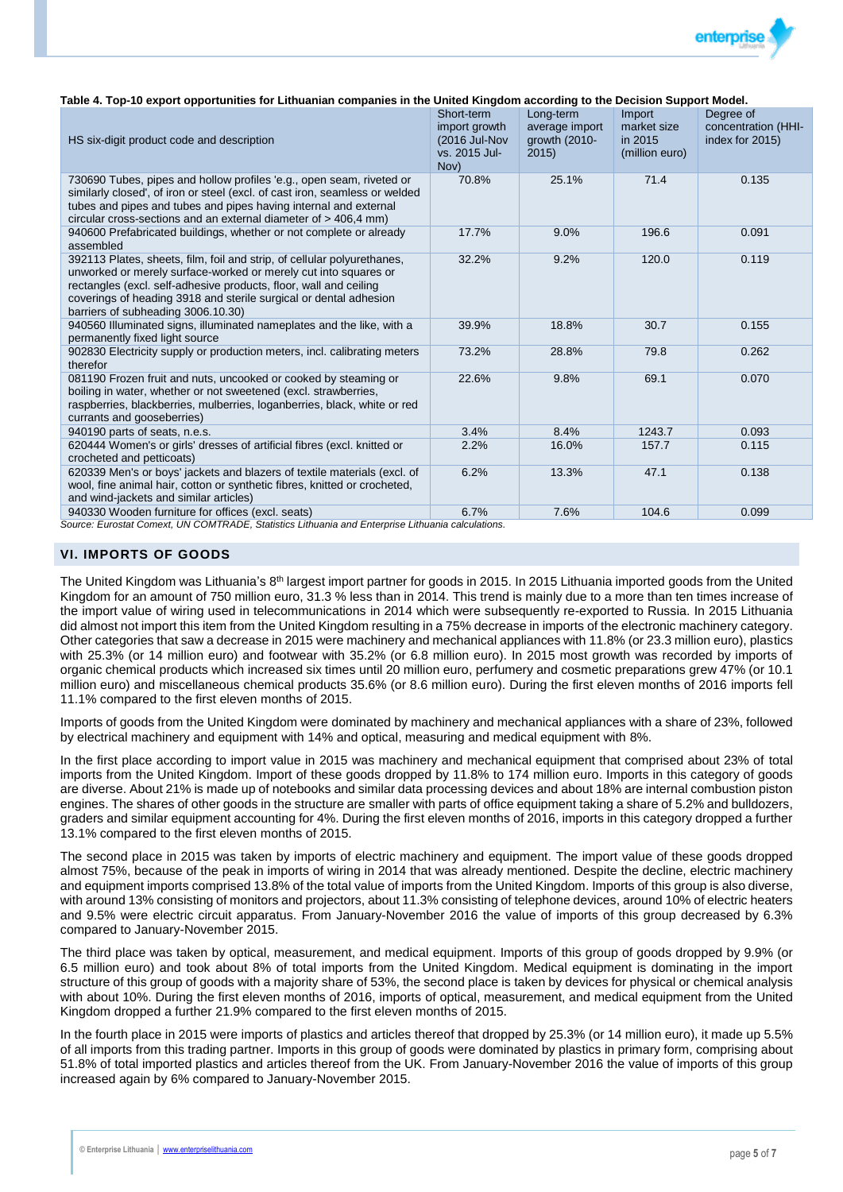**Table 4. Top-10 export opportunities for Lithuanian companies in the United Kingdom according to the Decision Support Model.**

| HS six-digit product code and description | Short-term import growth (2016 Jul-Nov vs. 2015 Jul-Nov) | Long-term average import growth (2010-2015) | Import market size in 2015 (million euro) | Degree of concentration (HHI-index for 2015) |
|---|---|---|---|---|
| 730690 Tubes, pipes and hollow profiles 'e.g., open seam, riveted or similarly closed', of iron or steel (excl. of cast iron, seamless or welded tubes and pipes and tubes and pipes having internal and external circular cross-sections and an external diameter of > 406,4 mm) | 70.8% | 25.1% | 71.4 | 0.135 |
| 940600 Prefabricated buildings, whether or not complete or already assembled | 17.7% | 9.0% | 196.6 | 0.091 |
| 392113 Plates, sheets, film, foil and strip, of cellular polyurethanes, unworked or merely surface-worked or merely cut into squares or rectangles (excl. self-adhesive products, floor, wall and ceiling coverings of heading 3918 and sterile surgical or dental adhesion barriers of subheading 3006.10.30) | 32.2% | 9.2% | 120.0 | 0.119 |
| 940560 Illuminated signs, illuminated nameplates and the like, with a permanently fixed light source | 39.9% | 18.8% | 30.7 | 0.155 |
| 902830 Electricity supply or production meters, incl. calibrating meters therefor | 73.2% | 28.8% | 79.8 | 0.262 |
| 081190 Frozen fruit and nuts, uncooked or cooked by steaming or boiling in water, whether or not sweetened (excl. strawberries, raspberries, blackberries, mulberries, loganberries, black, white or red currants and gooseberries) | 22.6% | 9.8% | 69.1 | 0.070 |
| 940190 parts of seats, n.e.s. | 3.4% | 8.4% | 1243.7 | 0.093 |
| 620444 Women's or girls' dresses of artificial fibres (excl. knitted or crocheted and petticoats) | 2.2% | 16.0% | 157.7 | 0.115 |
| 620339 Men's or boys' jackets and blazers of textile materials (excl. of wool, fine animal hair, cotton or synthetic fibres, knitted or crocheted, and wind-jackets and similar articles) | 6.2% | 13.3% | 47.1 | 0.138 |
| 940330 Wooden furniture for offices (excl. seats) | 6.7% | 7.6% | 104.6 | 0.099 |

*Source: Eurostat Comext, UN COMTRADE, Statistics Lithuania and Enterprise Lithuania calculations.*

## VI. IMPORTS OF GOODS

The United Kingdom was Lithuania's 8th largest import partner for goods in 2015. In 2015 Lithuania imported goods from the United Kingdom for an amount of 750 million euro, 31.3 % less than in 2014. This trend is mainly due to a more than ten times increase of the import value of wiring used in telecommunications in 2014 which were subsequently re-exported to Russia. In 2015 Lithuania did almost not import this item from the United Kingdom resulting in a 75% decrease in imports of the electronic machinery category. Other categories that saw a decrease in 2015 were machinery and mechanical appliances with 11.8% (or 23.3 million euro), plastics with 25.3% (or 14 million euro) and footwear with 35.2% (or 6.8 million euro). In 2015 most growth was recorded by imports of organic chemical products which increased six times until 20 million euro, perfumery and cosmetic preparations grew 47% (or 10.1 million euro) and miscellaneous chemical products 35.6% (or 8.6 million euro). During the first eleven months of 2016 imports fell 11.1% compared to the first eleven months of 2015.

Imports of goods from the United Kingdom were dominated by machinery and mechanical appliances with a share of 23%, followed by electrical machinery and equipment with 14% and optical, measuring and medical equipment with 8%.

In the first place according to import value in 2015 was machinery and mechanical equipment that comprised about 23% of total imports from the United Kingdom. Import of these goods dropped by 11.8% to 174 million euro. Imports in this category of goods are diverse. About 21% is made up of notebooks and similar data processing devices and about 18% are internal combustion piston engines. The shares of other goods in the structure are smaller with parts of office equipment taking a share of 5.2% and bulldozers, graders and similar equipment accounting for 4%. During the first eleven months of 2016, imports in this category dropped a further 13.1% compared to the first eleven months of 2015.

The second place in 2015 was taken by imports of electric machinery and equipment. The import value of these goods dropped almost 75%, because of the peak in imports of wiring in 2014 that was already mentioned. Despite the decline, electric machinery and equipment imports comprised 13.8% of the total value of imports from the United Kingdom. Imports of this group is also diverse, with around 13% consisting of monitors and projectors, about 11.3% consisting of telephone devices, around 10% of electric heaters and 9.5% were electric circuit apparatus. From January-November 2016 the value of imports of this group decreased by 6.3% compared to January-November 2015.

The third place was taken by optical, measurement, and medical equipment. Imports of this group of goods dropped by 9.9% (or 6.5 million euro) and took about 8% of total imports from the United Kingdom. Medical equipment is dominating in the import structure of this group of goods with a majority share of 53%, the second place is taken by devices for physical or chemical analysis with about 10%. During the first eleven months of 2016, imports of optical, measurement, and medical equipment from the United Kingdom dropped a further 21.9% compared to the first eleven months of 2015.

In the fourth place in 2015 were imports of plastics and articles thereof that dropped by 25.3% (or 14 million euro), it made up 5.5% of all imports from this trading partner. Imports in this group of goods were dominated by plastics in primary form, comprising about 51.8% of total imported plastics and articles thereof from the UK. From January-November 2016 the value of imports of this group increased again by 6% compared to January-November 2015.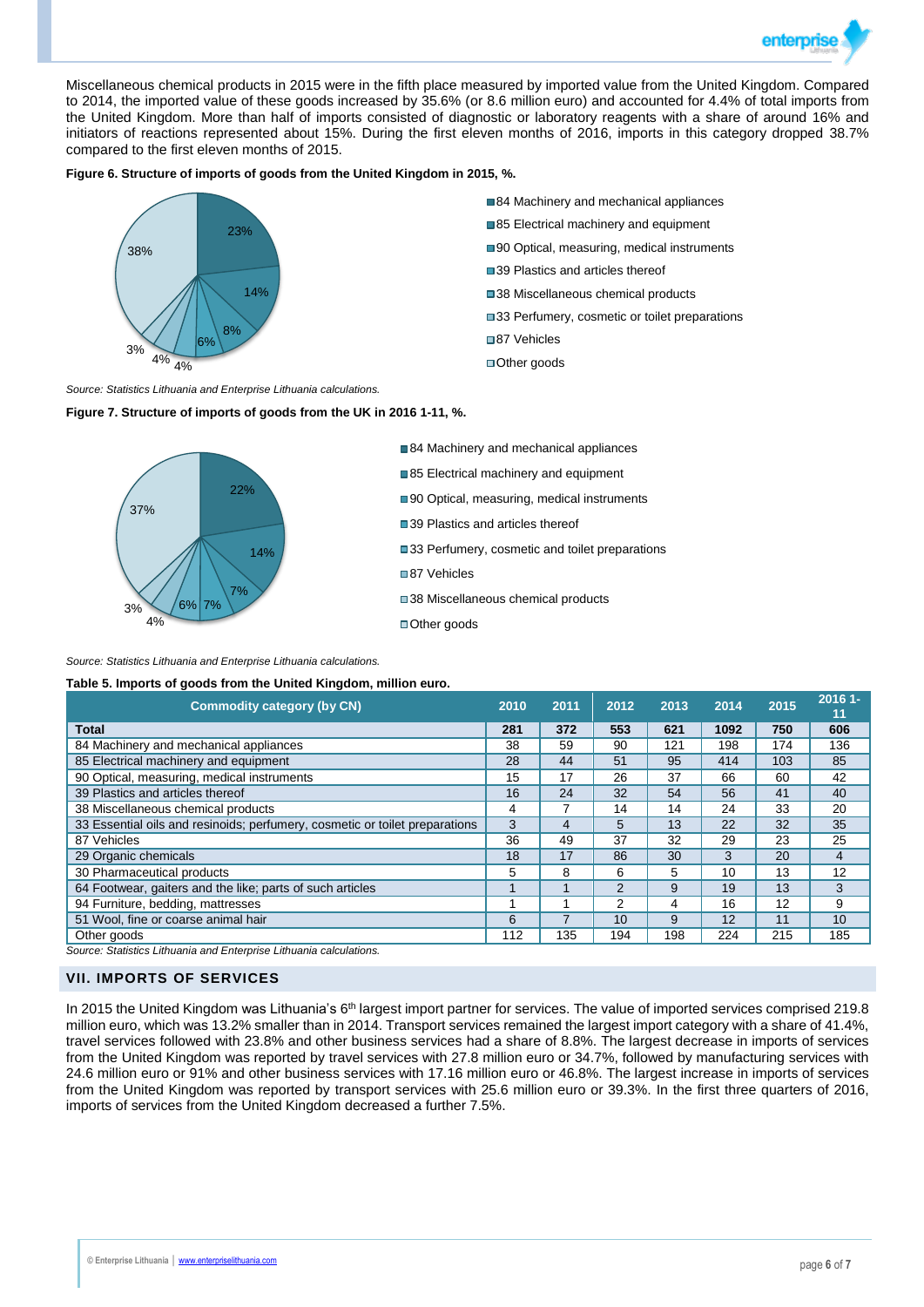Miscellaneous chemical products in 2015 were in the fifth place measured by imported value from the United Kingdom. Compared to 2014, the imported value of these goods increased by 35.6% (or 8.6 million euro) and accounted for 4.4% of total imports from the United Kingdom. More than half of imports consisted of diagnostic or laboratory reagents with a share of around 16% and initiators of reactions represented about 15%. During the first eleven months of 2016, imports in this category dropped 38.7% compared to the first eleven months of 2015.

**Figure 6. Structure of imports of goods from the United Kingdom in 2015, %.**

- 84 Machinery and mechanical appliances: 23%
- 85 Electrical machinery and equipment: 14%
- 90 Optical, measuring, medical instruments: 8%
- 39 Plastics and articles thereof: 6%
- 38 Miscellaneous chemical products: 4%
- 33 Perfumery, cosmetic or toilet preparations: 4%
- 87 Vehicles: 3%
- Other goods: 38%

*Source: Statistics Lithuania and Enterprise Lithuania calculations.*

**Figure 7. Structure of imports of goods from the UK in 2016 1-11, %.**

- 84 Machinery and mechanical appliances: 22%
- 85 Electrical machinery and equipment: 14%
- 90 Optical, measuring, medical instruments: 7%
- 39 Plastics and articles thereof: 7%
- 33 Perfumery, cosmetic and toilet preparations: 6%
- 87 Vehicles: 4%
- 38 Miscellaneous chemical products: 3%
- Other goods: 37%

*Source: Statistics Lithuania and Enterprise Lithuania calculations.*

**Table 5. Imports of goods from the United Kingdom, million euro.**

| Commodity category (by CN) | 2010 | 2011 | 2012 | 2013 | 2014 | 2015 | 2016 1-11 |
|---|---|---|---|---|---|---|---|
| **Total** | **281** | **372** | **553** | **621** | **1092** | **750** | **606** |
| 84 Machinery and mechanical appliances | 38 | 59 | 90 | 121 | 198 | 174 | 136 |
| 85 Electrical machinery and equipment | 28 | 44 | 51 | 95 | 414 | 103 | 85 |
| 90 Optical, measuring, medical instruments | 15 | 17 | 26 | 37 | 66 | 60 | 42 |
| 39 Plastics and articles thereof | 16 | 24 | 32 | 54 | 56 | 41 | 40 |
| 38 Miscellaneous chemical products | 4 | 7 | 14 | 14 | 24 | 33 | 20 |
| 33 Essential oils and resinoids; perfumery, cosmetic or toilet preparations | 3 | 4 | 5 | 13 | 22 | 32 | 35 |
| 87 Vehicles | 36 | 49 | 37 | 32 | 29 | 23 | 25 |
| 29 Organic chemicals | 18 | 17 | 86 | 30 | 3 | 20 | 4 |
| 30 Pharmaceutical products | 5 | 8 | 6 | 5 | 10 | 13 | 12 |
| 64 Footwear, gaiters and the like; parts of such articles | 1 | 1 | 2 | 9 | 19 | 13 | 3 |
| 94 Furniture, bedding, mattresses | 1 | 1 | 2 | 4 | 16 | 12 | 9 |
| 51 Wool, fine or coarse animal hair | 6 | 7 | 10 | 9 | 12 | 11 | 10 |
| Other goods | 112 | 135 | 194 | 198 | 224 | 215 | 185 |

*Source: Statistics Lithuania and Enterprise Lithuania calculations.*

## VII. IMPORTS OF SERVICES

In 2015 the United Kingdom was Lithuania's 6th largest import partner for services. The value of imported services comprised 219.8 million euro, which was 13.2% smaller than in 2014. Transport services remained the largest import category with a share of 41.4%, travel services followed with 23.8% and other business services had a share of 8.8%. The largest decrease in imports of services from the United Kingdom was reported by travel services with 27.8 million euro or 34.7%, followed by manufacturing services with 24.6 million euro or 91% and other business services with 17.16 million euro or 46.8%. The largest increase in imports of services from the United Kingdom was reported by transport services with 25.6 million euro or 39.3%. In the first three quarters of 2016, imports of services from the United Kingdom decreased a further 7.5%.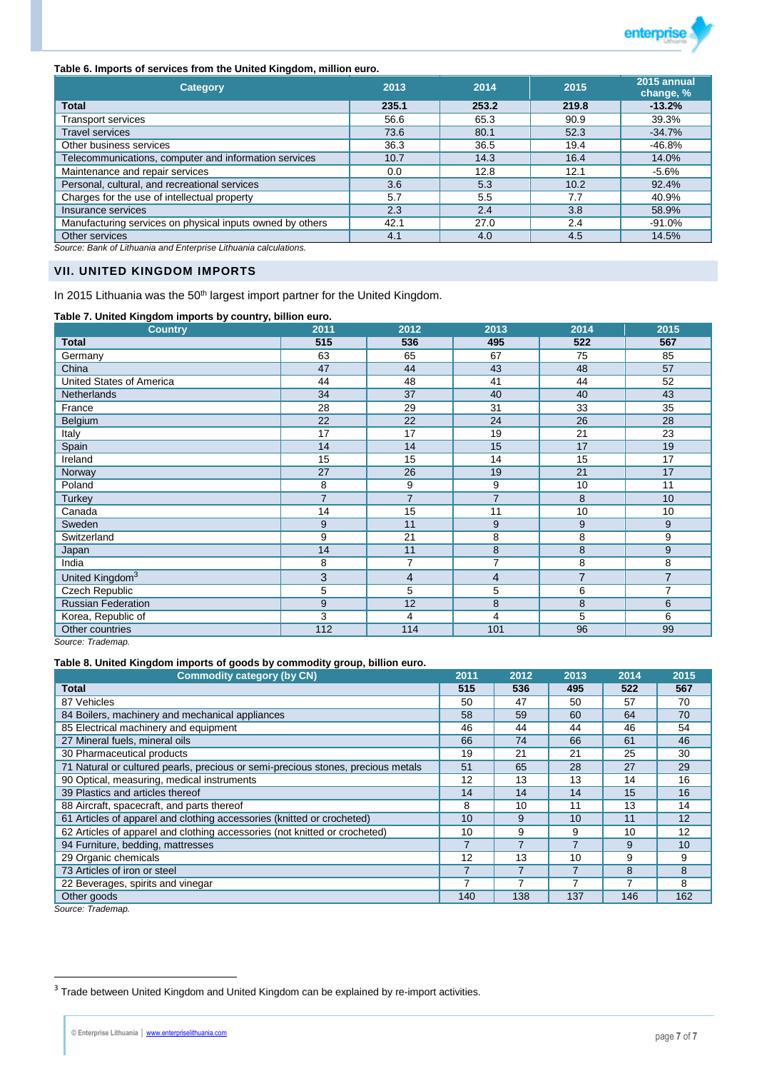**Table 6. Imports of services from the United Kingdom, million euro.**

| Category | 2013 | 2014 | 2015 | 2015 annual change, % |
|---|---|---|---|---|
| **Total** | **235.1** | **253.2** | **219.8** | **-13.2%** |
| Transport services | 56.6 | 65.3 | 90.9 | 39.3% |
| Travel services | 73.6 | 80.1 | 52.3 | -34.7% |
| Other business services | 36.3 | 36.5 | 19.4 | -46.8% |
| Telecommunications, computer and information services | 10.7 | 14.3 | 16.4 | 14.0% |
| Maintenance and repair services | 0.0 | 12.8 | 12.1 | -5.6% |
| Personal, cultural, and recreational services | 3.6 | 5.3 | 10.2 | 92.4% |
| Charges for the use of intellectual property | 5.7 | 5.5 | 7.7 | 40.9% |
| Insurance services | 2.3 | 2.4 | 3.8 | 58.9% |
| Manufacturing services on physical inputs owned by others | 42.1 | 27.0 | 2.4 | -91.0% |
| Other services | 4.1 | 4.0 | 4.5 | 14.5% |

*Source: Bank of Lithuania and Enterprise Lithuania calculations.*

## VII. UNITED KINGDOM IMPORTS

In 2015 Lithuania was the 50th largest import partner for the United Kingdom.

**Table 7. United Kingdom imports by country, billion euro.**

| Country | 2011 | 2012 | 2013 | 2014 | 2015 |
|---|---|---|---|---|---|
| **Total** | **515** | **536** | **495** | **522** | **567** |
| Germany | 63 | 65 | 67 | 75 | 85 |
| China | 47 | 44 | 43 | 48 | 57 |
| United States of America | 44 | 48 | 41 | 44 | 52 |
| Netherlands | 34 | 37 | 40 | 40 | 43 |
| France | 28 | 29 | 31 | 33 | 35 |
| Belgium | 22 | 22 | 24 | 26 | 28 |
| Italy | 17 | 17 | 19 | 21 | 23 |
| Spain | 14 | 14 | 15 | 17 | 19 |
| Ireland | 15 | 15 | 14 | 15 | 17 |
| Norway | 27 | 26 | 19 | 21 | 17 |
| Poland | 8 | 9 | 9 | 10 | 11 |
| Turkey | 7 | 7 | 7 | 8 | 10 |
| Canada | 14 | 15 | 11 | 10 | 10 |
| Sweden | 9 | 11 | 9 | 9 | 9 |
| Switzerland | 9 | 21 | 8 | 8 | 9 |
| Japan | 14 | 11 | 8 | 8 | 9 |
| India | 8 | 7 | 7 | 8 | 8 |
| United Kingdom[3] | 3 | 4 | 4 | 7 | 7 |
| Czech Republic | 5 | 5 | 5 | 6 | 7 |
| Russian Federation | 9 | 12 | 8 | 8 | 6 |
| Korea, Republic of | 3 | 4 | 4 | 5 | 6 |
| Other countries | 112 | 114 | 101 | 96 | 99 |

*Source: Trademap.*

**Table 8. United Kingdom imports of goods by commodity group, billion euro.**

| Commodity category (by CN) | 2011 | 2012 | 2013 | 2014 | 2015 |
|---|---|---|---|---|---|
| **Total** | **515** | **536** | **495** | **522** | **567** |
| 87 Vehicles | 50 | 47 | 50 | 57 | 70 |
| 84 Boilers, machinery and mechanical appliances | 58 | 59 | 60 | 64 | 70 |
| 85 Electrical machinery and equipment | 46 | 44 | 44 | 46 | 54 |
| 27 Mineral fuels, mineral oils | 66 | 74 | 66 | 61 | 46 |
| 30 Pharmaceutical products | 19 | 21 | 21 | 25 | 30 |
| 71 Natural or cultured pearls, precious or semi-precious stones, precious metals | 51 | 65 | 28 | 27 | 29 |
| 90 Optical, measuring, medical instruments | 12 | 13 | 13 | 14 | 16 |
| 39 Plastics and articles thereof | 14 | 14 | 14 | 15 | 16 |
| 88 Aircraft, spacecraft, and parts thereof | 8 | 10 | 11 | 13 | 14 |
| 61 Articles of apparel and clothing accessories (knitted or crocheted) | 10 | 9 | 10 | 11 | 12 |
| 62 Articles of apparel and clothing accessories (not knitted or crocheted) | 10 | 9 | 9 | 10 | 12 |
| 94 Furniture, bedding, mattresses | 7 | 7 | 7 | 9 | 10 |
| 29 Organic chemicals | 12 | 13 | 10 | 9 | 9 |
| 73 Articles of iron or steel | 7 | 7 | 7 | 8 | 8 |
| 22 Beverages, spirits and vinegar | 7 | 7 | 7 | 7 | 8 |
| Other goods | 140 | 138 | 137 | 146 | 162 |

*Source: Trademap.*

[3] Trade between United Kingdom and United Kingdom can be explained by re-import activities.